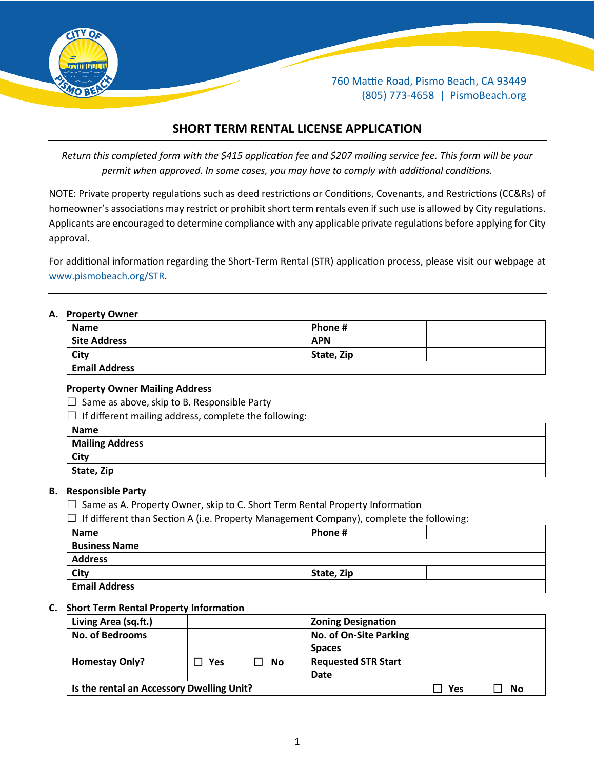760 Mattie Road, Pismo Beach, CA 93449
(805) 773-4658 | PismoBeach.org

# SHORT TERM RENTAL LICENSE APPLICATION

*Return this completed form with the $415 application fee and $207 mailing service fee. This form will be your permit when approved. In some cases, you may have to comply with additional conditions.*

NOTE: Private property regulations such as deed restrictions or Conditions, Covenants, and Restrictions (CC&Rs) of homeowner's associations may restrict or prohibit short term rentals even if such use is allowed by City regulations. Applicants are encouraged to determine compliance with any applicable private regulations before applying for City approval.

For additional information regarding the Short-Term Rental (STR) application process, please visit our webpage at [www.pismobeach.org/STR](www.pismobeach.org/STR).

## A. Property Owner

| **Name** | | **Phone #** | |
|---|---|---|---|
| **Site Address** | | **APN** | |
| **City** | | **State, Zip** | |
| **Email Address** | | | |

**Property Owner Mailing Address**

☐ Same as above, skip to B. Responsible Party

☐ If different mailing address, complete the following:

| **Name** | |
|---|---|
| **Mailing Address** | |
| **City** | |
| **State, Zip** | |

## B. Responsible Party

☐ Same as A. Property Owner, skip to C. Short Term Rental Property Information

☐ If different than Section A (i.e. Property Management Company), complete the following:

| **Name** | | **Phone #** | |
|---|---|---|---|
| **Business Name** | | | |
| **Address** | | | |
| **City** | | **State, Zip** | |
| **Email Address** | | | |

## C. Short Term Rental Property Information

| **Living Area (sq.ft.)** | | **Zoning Designation** | |
|---|---|---|---|
| **No. of Bedrooms** | | **No. of On-Site Parking Spaces** | |
| **Homestay Only?** | ☐ **Yes** ☐ **No** | **Requested STR Start Date** | |
| **Is the rental an Accessory Dwelling Unit?** | | | ☐ **Yes** ☐ **No** |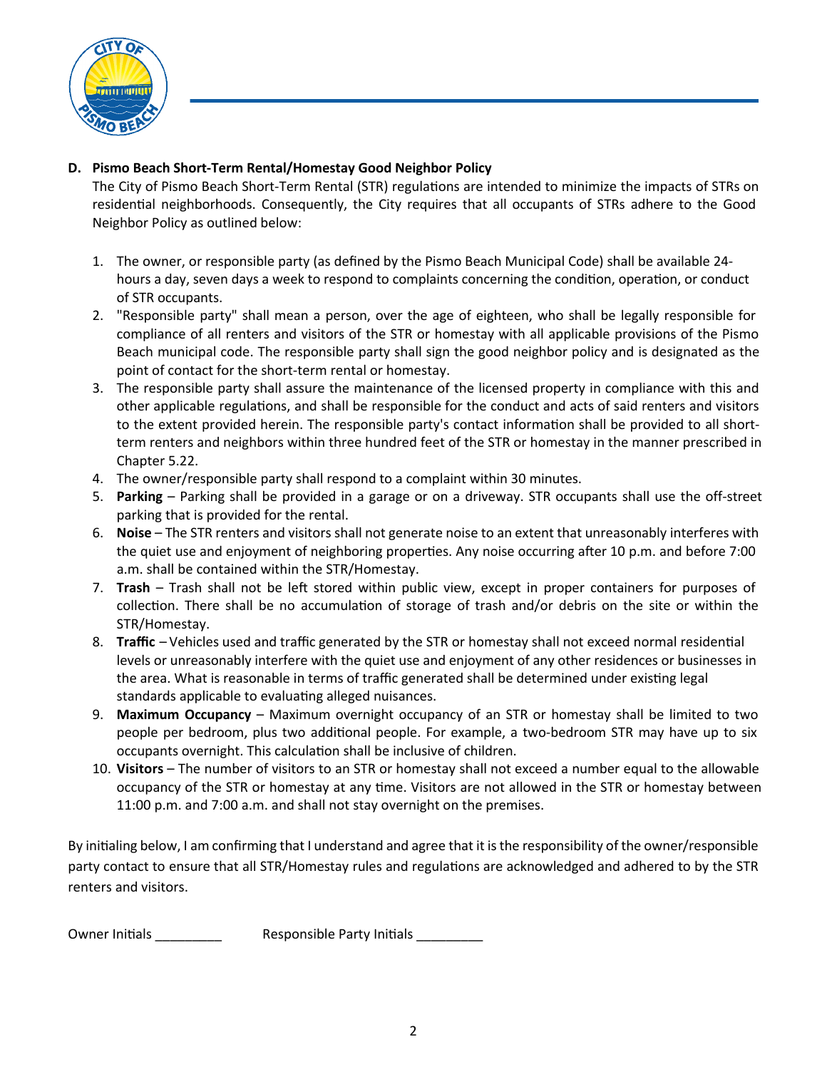**D. Pismo Beach Short-Term Rental/Homestay Good Neighbor Policy**

The City of Pismo Beach Short-Term Rental (STR) regulations are intended to minimize the impacts of STRs on residential neighborhoods. Consequently, the City requires that all occupants of STRs adhere to the Good Neighbor Policy as outlined below:

1. The owner, or responsible party (as defined by the Pismo Beach Municipal Code) shall be available 24-hours a day, seven days a week to respond to complaints concerning the condition, operation, or conduct of STR occupants.
2. "Responsible party" shall mean a person, over the age of eighteen, who shall be legally responsible for compliance of all renters and visitors of the STR or homestay with all applicable provisions of the Pismo Beach municipal code. The responsible party shall sign the good neighbor policy and is designated as the point of contact for the short-term rental or homestay.
3. The responsible party shall assure the maintenance of the licensed property in compliance with this and other applicable regulations, and shall be responsible for the conduct and acts of said renters and visitors to the extent provided herein. The responsible party's contact information shall be provided to all short-term renters and neighbors within three hundred feet of the STR or homestay in the manner prescribed in Chapter 5.22.
4. The owner/responsible party shall respond to a complaint within 30 minutes.
5. **Parking** – Parking shall be provided in a garage or on a driveway. STR occupants shall use the off-street parking that is provided for the rental.
6. **Noise** – The STR renters and visitors shall not generate noise to an extent that unreasonably interferes with the quiet use and enjoyment of neighboring properties. Any noise occurring after 10 p.m. and before 7:00 a.m. shall be contained within the STR/Homestay.
7. **Trash** – Trash shall not be left stored within public view, except in proper containers for purposes of collection. There shall be no accumulation of storage of trash and/or debris on the site or within the STR/Homestay.
8. **Traffic** – Vehicles used and traffic generated by the STR or homestay shall not exceed normal residential levels or unreasonably interfere with the quiet use and enjoyment of any other residences or businesses in the area. What is reasonable in terms of traffic generated shall be determined under existing legal standards applicable to evaluating alleged nuisances.
9. **Maximum Occupancy** – Maximum overnight occupancy of an STR or homestay shall be limited to two people per bedroom, plus two additional people. For example, a two-bedroom STR may have up to six occupants overnight. This calculation shall be inclusive of children.
10. **Visitors** – The number of visitors to an STR or homestay shall not exceed a number equal to the allowable occupancy of the STR or homestay at any time. Visitors are not allowed in the STR or homestay between 11:00 p.m. and 7:00 a.m. and shall not stay overnight on the premises.

By initialing below, I am confirming that I understand and agree that it is the responsibility of the owner/responsible party contact to ensure that all STR/Homestay rules and regulations are acknowledged and adhered to by the STR renters and visitors.

Owner Initials _________ Responsible Party Initials _________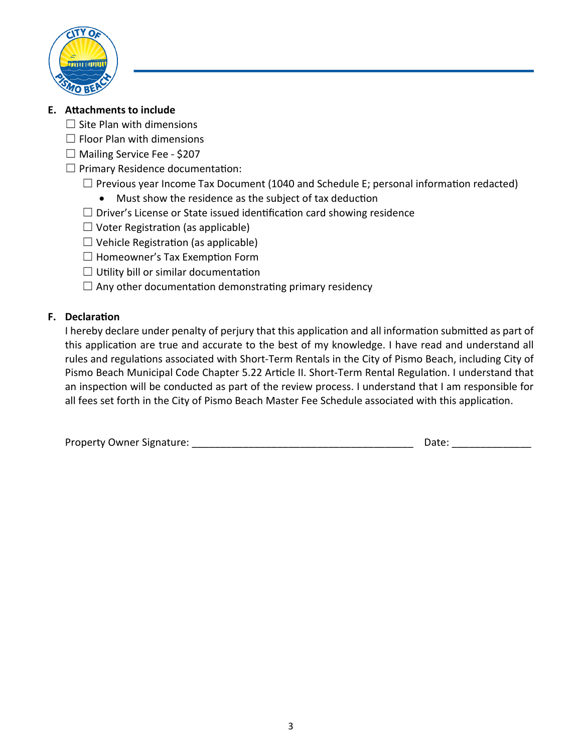**E. Attachments to include**

- ☐ Site Plan with dimensions
- ☐ Floor Plan with dimensions
- ☐ Mailing Service Fee - $207
- ☐ Primary Residence documentation:
  - ☐ Previous year Income Tax Document (1040 and Schedule E; personal information redacted)
    - Must show the residence as the subject of tax deduction
  - ☐ Driver's License or State issued identification card showing residence
  - ☐ Voter Registration (as applicable)
  - ☐ Vehicle Registration (as applicable)
  - ☐ Homeowner's Tax Exemption Form
  - ☐ Utility bill or similar documentation
  - ☐ Any other documentation demonstrating primary residency

**F. Declaration**

I hereby declare under penalty of perjury that this application and all information submitted as part of this application are true and accurate to the best of my knowledge. I have read and understand all rules and regulations associated with Short-Term Rentals in the City of Pismo Beach, including City of Pismo Beach Municipal Code Chapter 5.22 Article II. Short-Term Rental Regulation. I understand that an inspection will be conducted as part of the review process. I understand that I am responsible for all fees set forth in the City of Pismo Beach Master Fee Schedule associated with this application.

Property Owner Signature: _______________________________________ Date: ______________